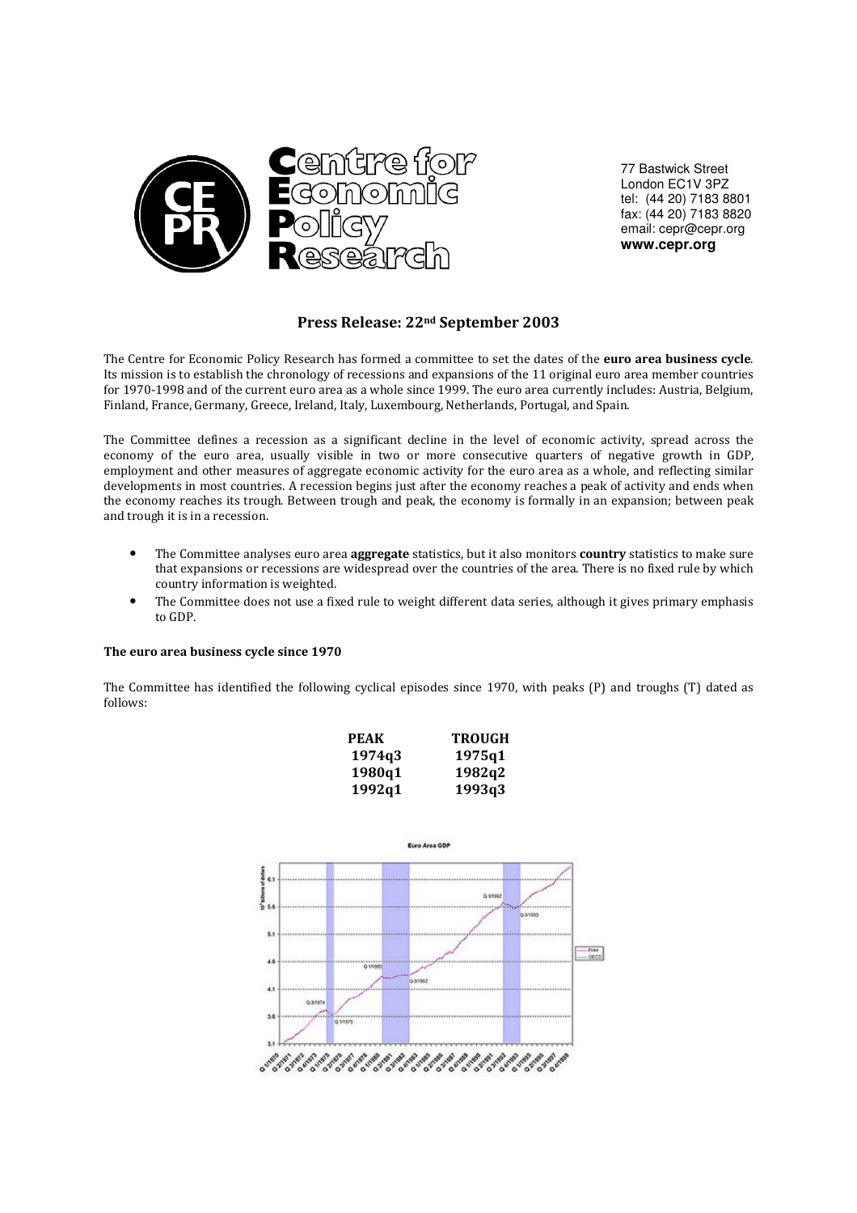Centre for Economic Policy Research

77 Bastwick Street
London EC1V 3PZ
tel: (44 20) 7183 8801
fax: (44 20) 7183 8820
email: cepr@cepr.org
**www.cepr.org**

## Press Release: 22nd September 2003

The Centre for Economic Policy Research has formed a committee to set the dates of the **euro area business cycle**. Its mission is to establish the chronology of recessions and expansions of the 11 original euro area member countries for 1970-1998 and of the current euro area as a whole since 1999. The euro area currently includes: Austria, Belgium, Finland, France, Germany, Greece, Ireland, Italy, Luxembourg, Netherlands, Portugal, and Spain.

The Committee defines a recession as a significant decline in the level of economic activity, spread across the economy of the euro area, usually visible in two or more consecutive quarters of negative growth in GDP, employment and other measures of aggregate economic activity for the euro area as a whole, and reflecting similar developments in most countries. A recession begins just after the economy reaches a peak of activity and ends when the economy reaches its trough. Between trough and peak, the economy is formally in an expansion; between peak and trough it is in a recession.

- The Committee analyses euro area **aggregate** statistics, but it also monitors **country** statistics to make sure that expansions or recessions are widespread over the countries of the area. There is no fixed rule by which country information is weighted.
- The Committee does not use a fixed rule to weight different data series, although it gives primary emphasis to GDP.

### The euro area business cycle since 1970

The Committee has identified the following cyclical episodes since 1970, with peaks (P) and troughs (T) dated as follows:

| PEAK | TROUGH |
|---|---|
| 1974q3 | 1975q1 |
| 1980q1 | 1982q2 |
| 1992q1 | 1993q3 |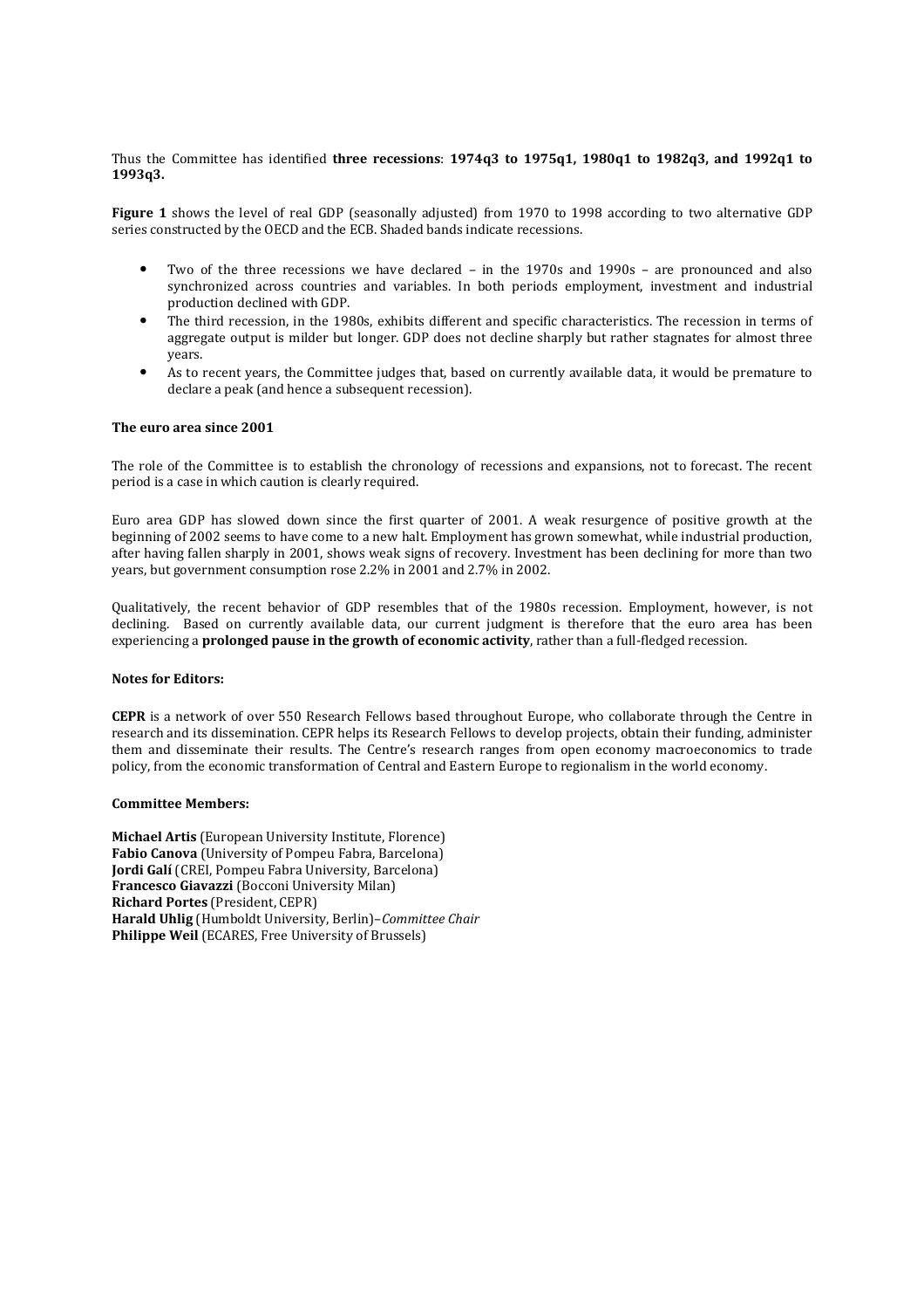Thus the Committee has identified **three recessions**: **1974q3 to 1975q1, 1980q1 to 1982q3, and 1992q1 to 1993q3.**

**Figure 1** shows the level of real GDP (seasonally adjusted) from 1970 to 1998 according to two alternative GDP series constructed by the OECD and the ECB. Shaded bands indicate recessions.

- Two of the three recessions we have declared – in the 1970s and 1990s – are pronounced and also synchronized across countries and variables. In both periods employment, investment and industrial production declined with GDP.
- The third recession, in the 1980s, exhibits different and specific characteristics. The recession in terms of aggregate output is milder but longer. GDP does not decline sharply but rather stagnates for almost three years.
- As to recent years, the Committee judges that, based on currently available data, it would be premature to declare a peak (and hence a subsequent recession).

**The euro area since 2001**

The role of the Committee is to establish the chronology of recessions and expansions, not to forecast. The recent period is a case in which caution is clearly required.

Euro area GDP has slowed down since the first quarter of 2001. A weak resurgence of positive growth at the beginning of 2002 seems to have come to a new halt. Employment has grown somewhat, while industrial production, after having fallen sharply in 2001, shows weak signs of recovery. Investment has been declining for more than two years, but government consumption rose 2.2% in 2001 and 2.7% in 2002.

Qualitatively, the recent behavior of GDP resembles that of the 1980s recession. Employment, however, is not declining. Based on currently available data, our current judgment is therefore that the euro area has been experiencing a **prolonged pause in the growth of economic activity**, rather than a full-fledged recession.

**Notes for Editors:**

**CEPR** is a network of over 550 Research Fellows based throughout Europe, who collaborate through the Centre in research and its dissemination. CEPR helps its Research Fellows to develop projects, obtain their funding, administer them and disseminate their results. The Centre's research ranges from open economy macroeconomics to trade policy, from the economic transformation of Central and Eastern Europe to regionalism in the world economy.

**Committee Members:**

**Michael Artis** (European University Institute, Florence)
**Fabio Canova** (University of Pompeu Fabra, Barcelona)
**Jordi Galí** (CREI, Pompeu Fabra University, Barcelona)
**Francesco Giavazzi** (Bocconi University Milan)
**Richard Portes** (President, CEPR)
**Harald Uhlig** (Humboldt University, Berlin)–*Committee Chair*
**Philippe Weil** (ECARES, Free University of Brussels)